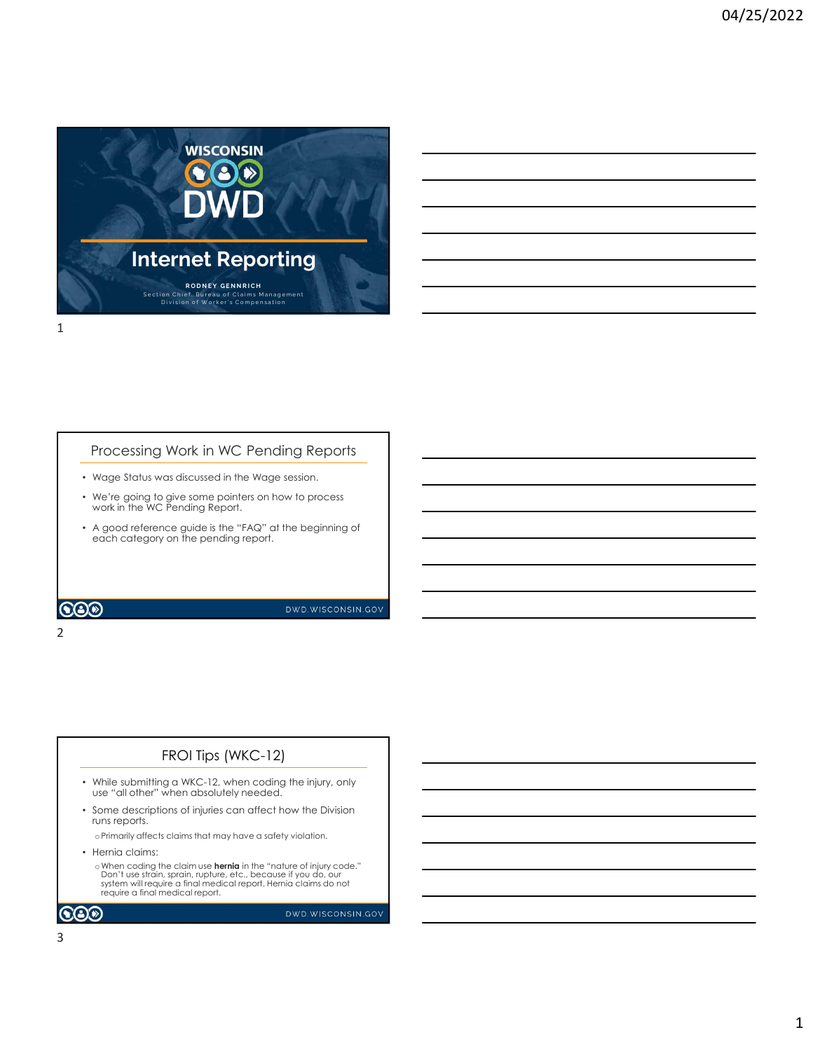# Internet Reporting

**RODNEY GENNRICH**
Section Chief, Bureau of Claims Management
Division of Worker's Compensation

## Processing Work in WC Pending Reports

- Wage Status was discussed in the Wage session.
- We're going to give some pointers on how to process work in the WC Pending Report.
- A good reference guide is the "FAQ" at the beginning of each category on the pending report.

DWD.WISCONSIN.GOV

## FROI Tips (WKC-12)

- While submitting a WKC-12, when coding the injury, only use "all other" when absolutely needed.
- Some descriptions of injuries can affect how the Division runs reports.
  - Primarily affects claims that may have a safety violation.
- Hernia claims:
  - When coding the claim use **hernia** in the "nature of injury code." Don't use strain, sprain, rupture, etc., because if you do, our system will require a final medical report. Hernia claims do not require a final medical report.

DWD.WISCONSIN.GOV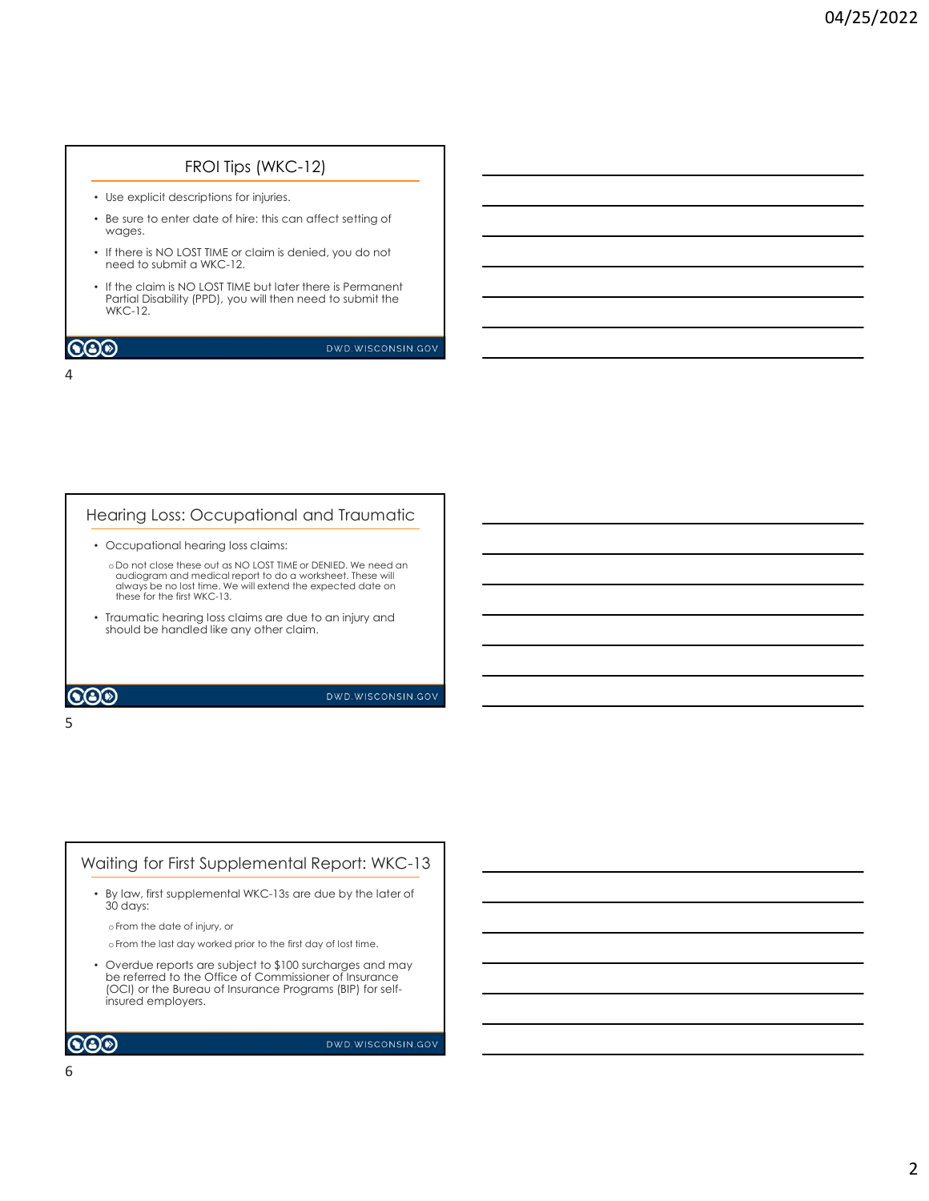## FROI Tips (WKC-12)

- Use explicit descriptions for injuries.
- Be sure to enter date of hire: this can affect setting of wages.
- If there is NO LOST TIME or claim is denied, you do not need to submit a WKC-12.
- If the claim is NO LOST TIME but later there is Permanent Partial Disability (PPD), you will then need to submit the WKC-12.

## Hearing Loss: Occupational and Traumatic

- Occupational hearing loss claims:
  - Do not close these out as NO LOST TIME or DENIED. We need an audiogram and medical report to do a worksheet. These will always be no lost time. We will extend the expected date on these for the first WKC-13.
- Traumatic hearing loss claims are due to an injury and should be handled like any other claim.

## Waiting for First Supplemental Report: WKC-13

- By law, first supplemental WKC-13s are due by the later of 30 days:
  - From the date of injury, or
  - From the last day worked prior to the first day of lost time.
- Overdue reports are subject to $100 surcharges and may be referred to the Office of Commissioner of Insurance (OCI) or the Bureau of Insurance Programs (BIP) for self-insured employers.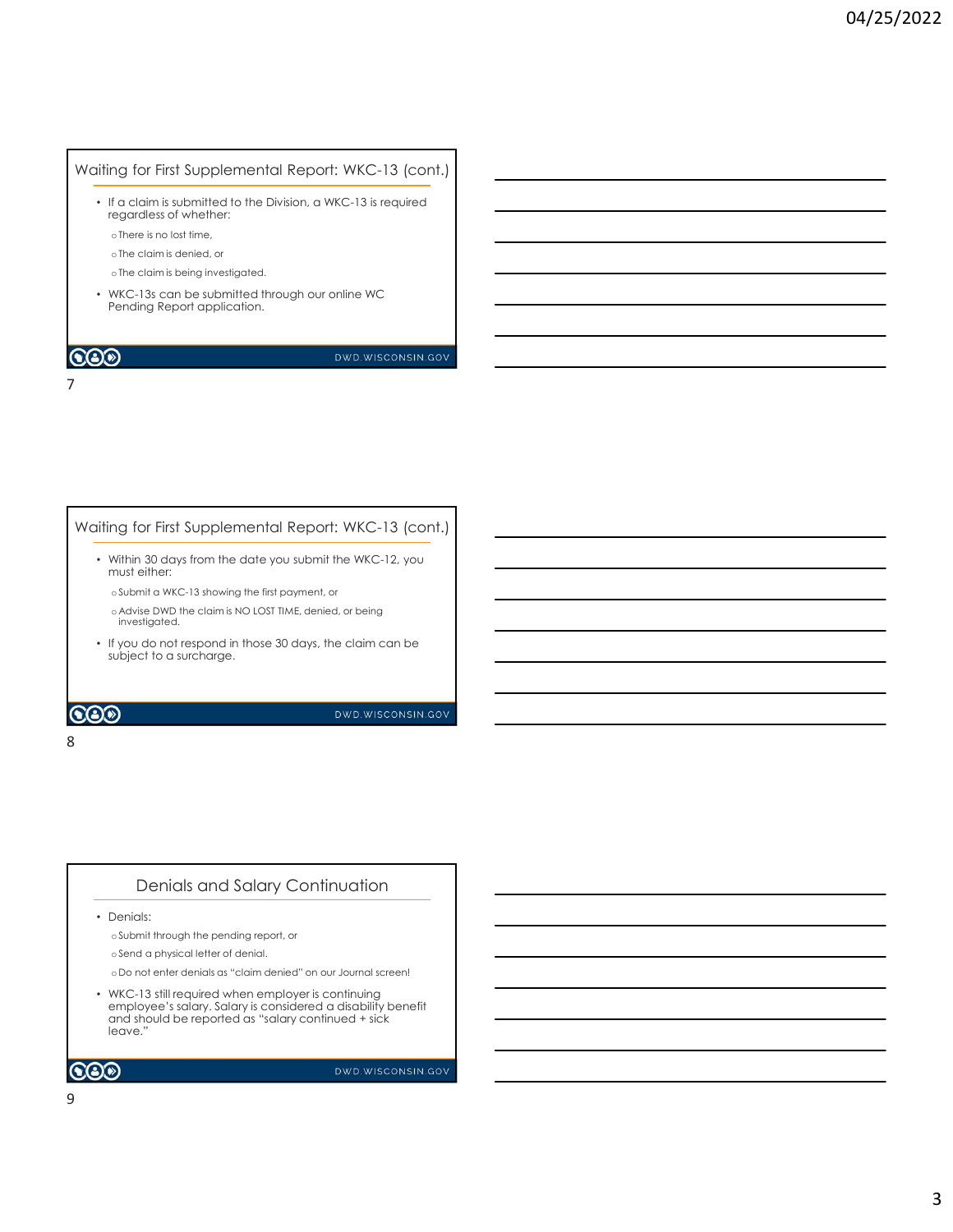## Waiting for First Supplemental Report: WKC-13 (cont.)

- If a claim is submitted to the Division, a WKC-13 is required regardless of whether:
  - There is no lost time,
  - The claim is denied, or
  - The claim is being investigated.
- WKC-13s can be submitted through our online WC Pending Report application.

## Waiting for First Supplemental Report: WKC-13 (cont.)

- Within 30 days from the date you submit the WKC-12, you must either:
  - Submit a WKC-13 showing the first payment, or
  - Advise DWD the claim is NO LOST TIME, denied, or being investigated.
- If you do not respond in those 30 days, the claim can be subject to a surcharge.

## Denials and Salary Continuation

- Denials:
  - Submit through the pending report, or
  - Send a physical letter of denial.
  - Do not enter denials as "claim denied" on our Journal screen!
- WKC-13 still required when employer is continuing employee's salary. Salary is considered a disability benefit and should be reported as "salary continued + sick leave."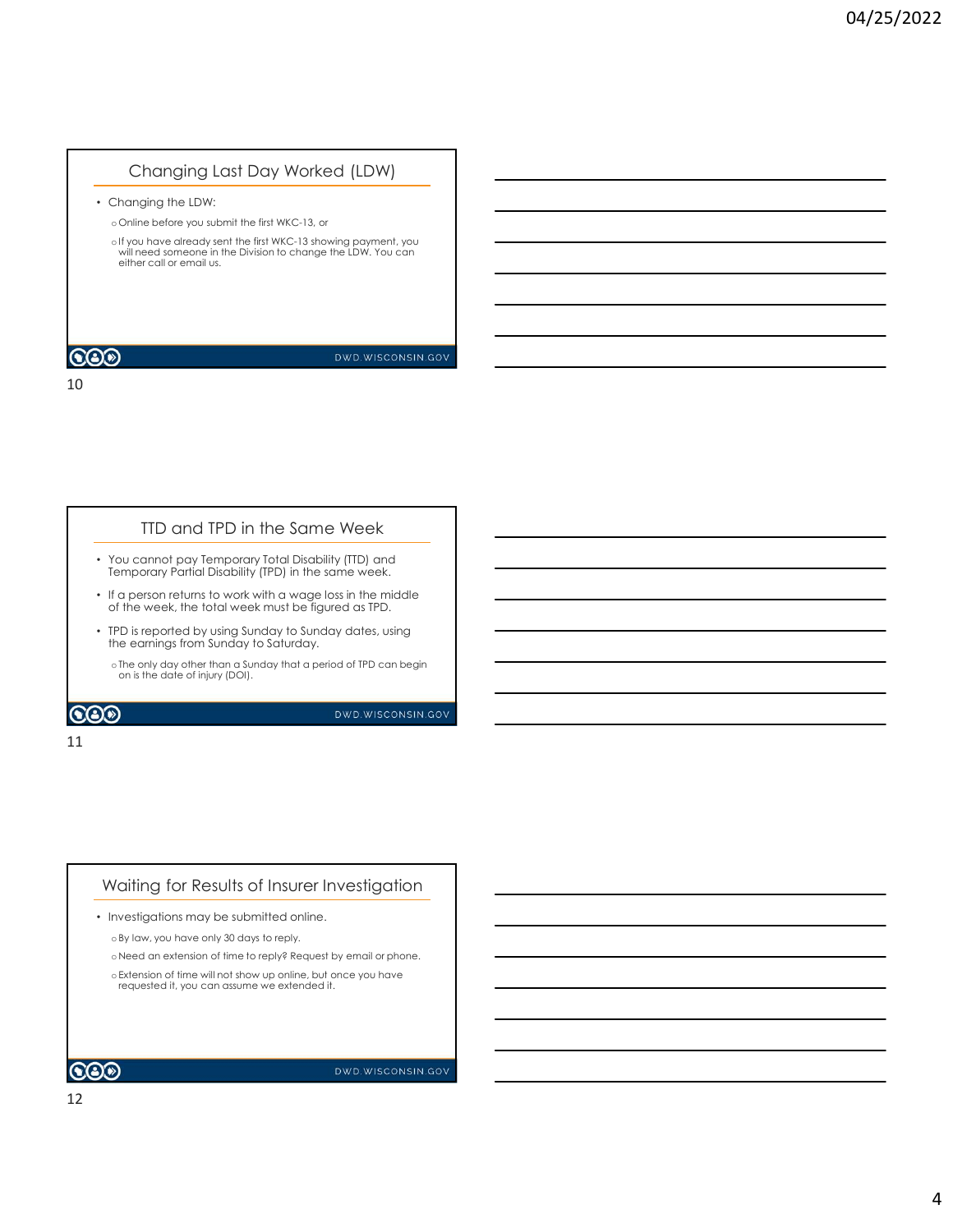## Changing Last Day Worked (LDW)

- Changing the LDW:
  - Online before you submit the first WKC-13, or
  - If you have already sent the first WKC-13 showing payment, you will need someone in the Division to change the LDW. You can either call or email us.

## TTD and TPD in the Same Week

- You cannot pay Temporary Total Disability (TTD) and Temporary Partial Disability (TPD) in the same week.
- If a person returns to work with a wage loss in the middle of the week, the total week must be figured as TPD.
- TPD is reported by using Sunday to Sunday dates, using the earnings from Sunday to Saturday.
  - The only day other than a Sunday that a period of TPD can begin on is the date of injury (DOI).

## Waiting for Results of Insurer Investigation

- Investigations may be submitted online.
  - By law, you have only 30 days to reply.
  - Need an extension of time to reply? Request by email or phone.
  - Extension of time will not show up online, but once you have requested it, you can assume we extended it.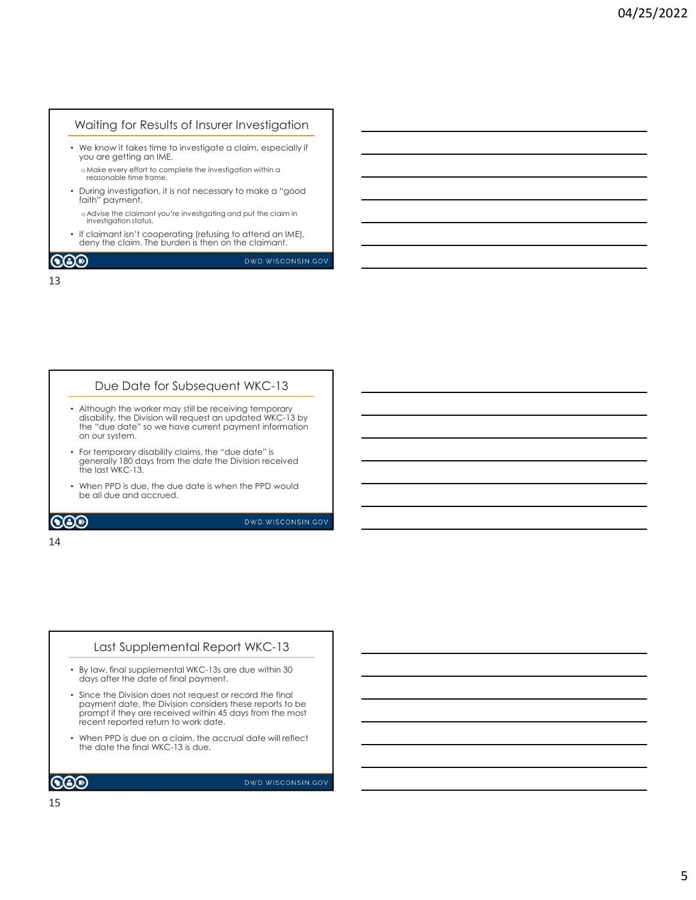## Waiting for Results of Insurer Investigation

- We know it takes time to investigate a claim, especially if you are getting an IME.
  - Make every effort to complete the investigation within a reasonable time frame.
- During investigation, it is not necessary to make a "good faith" payment.
  - Advise the claimant you're investigating and put the claim in investigation status.
- If claimant isn't cooperating (refusing to attend an IME), deny the claim. The burden is then on the claimant.

DWD.WISCONSIN.GOV

## Due Date for Subsequent WKC-13

- Although the worker may still be receiving temporary disability, the Division will request an updated WKC-13 by the "due date" so we have current payment information on our system.
- For temporary disability claims, the "due date" is generally 180 days from the date the Division received the last WKC-13.
- When PPD is due, the due date is when the PPD would be all due and accrued.

DWD.WISCONSIN.GOV

## Last Supplemental Report WKC-13

- By law, final supplemental WKC-13s are due within 30 days after the date of final payment.
- Since the Division does not request or record the final payment date, the Division considers these reports to be prompt if they are received within 45 days from the most recent reported return to work date.
- When PPD is due on a claim, the accrual date will reflect the date the final WKC-13 is due.

DWD.WISCONSIN.GOV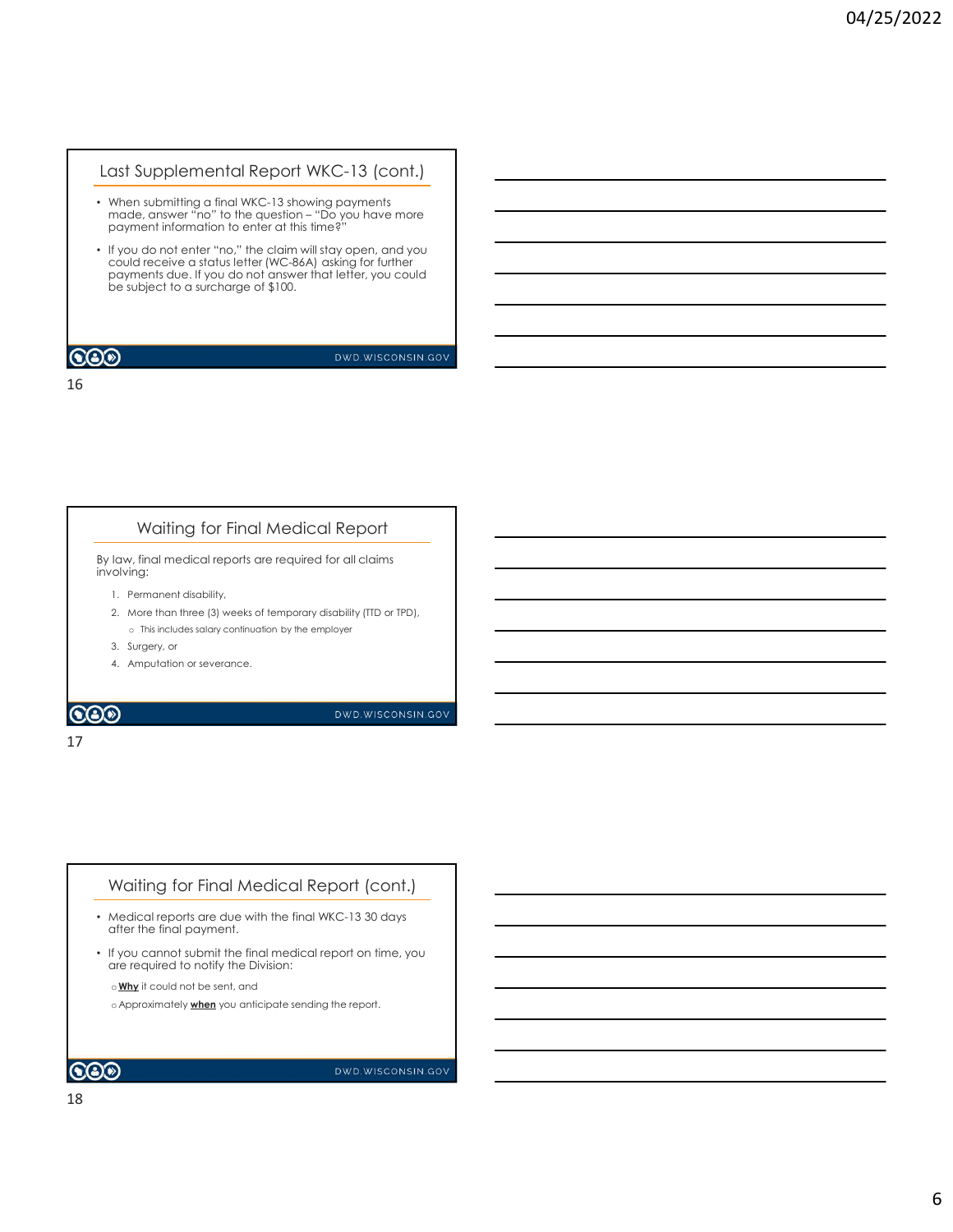## Last Supplemental Report WKC-13 (cont.)

- When submitting a final WKC-13 showing payments made, answer "no" to the question – "Do you have more payment information to enter at this time?"
- If you do not enter "no," the claim will stay open, and you could receive a status letter (WC-86A) asking for further payments due. If you do not answer that letter, you could be subject to a surcharge of $100.

DWD.WISCONSIN.GOV

## Waiting for Final Medical Report

By law, final medical reports are required for all claims involving:

1. Permanent disability,
2. More than three (3) weeks of temporary disability (TTD or TPD),
   - This includes salary continuation by the employer
3. Surgery, or
4. Amputation or severance.

DWD.WISCONSIN.GOV

## Waiting for Final Medical Report (cont.)

- Medical reports are due with the final WKC-13 30 days after the final payment.
- If you cannot submit the final medical report on time, you are required to notify the Division:
  - **Why** it could not be sent, and
  - Approximately **when** you anticipate sending the report.

DWD.WISCONSIN.GOV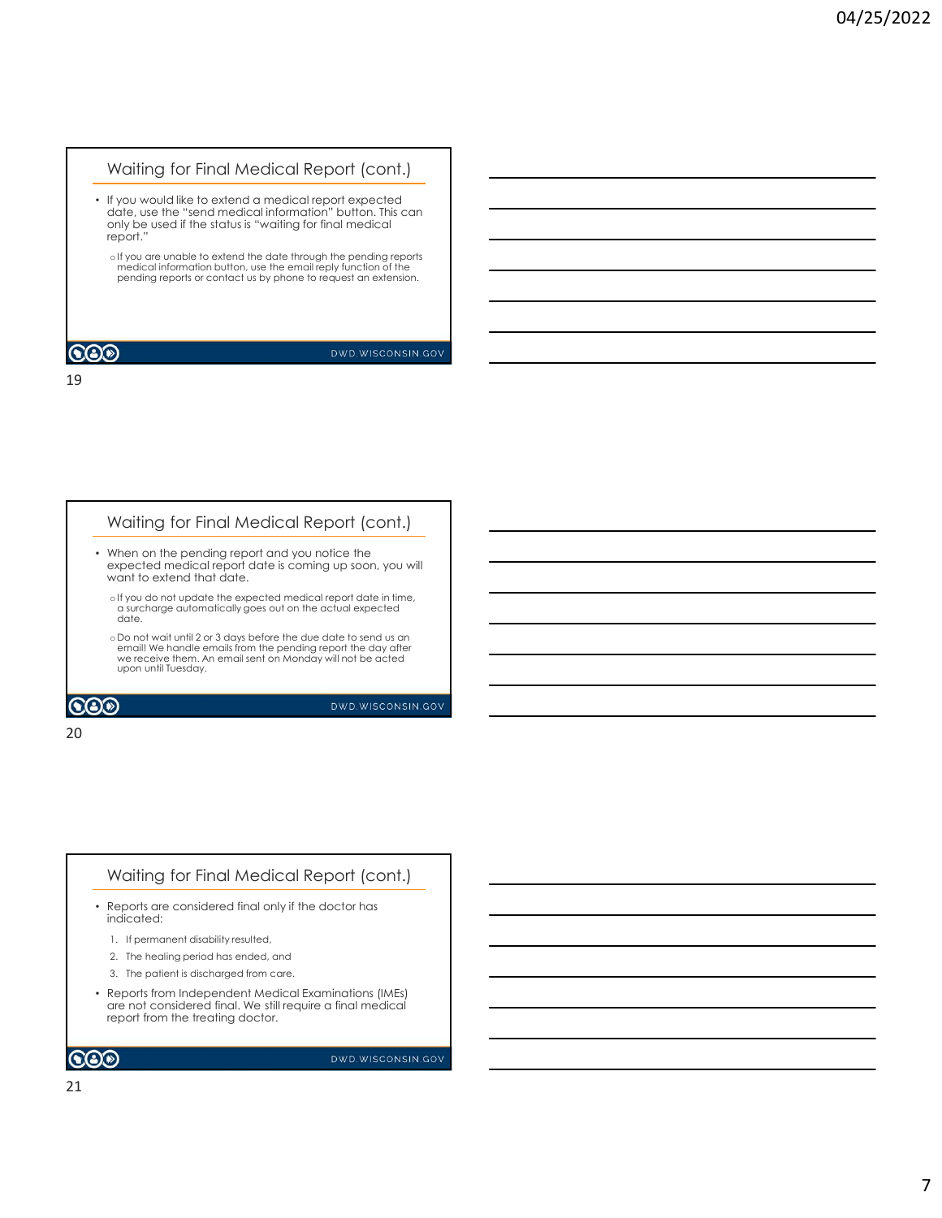## Waiting for Final Medical Report (cont.)

- If you would like to extend a medical report expected date, use the "send medical information" button. This can only be used if the status is "waiting for final medical report."
  - If you are unable to extend the date through the pending reports medical information button, use the email reply function of the pending reports or contact us by phone to request an extension.

DWD.WISCONSIN.GOV

## Waiting for Final Medical Report (cont.)

- When on the pending report and you notice the expected medical report date is coming up soon, you will want to extend that date.
  - If you do not update the expected medical report date in time, a surcharge automatically goes out on the actual expected date.
  - Do not wait until 2 or 3 days before the due date to send us an email! We handle emails from the pending report the day after we receive them. An email sent on Monday will not be acted upon until Tuesday.

DWD.WISCONSIN.GOV

## Waiting for Final Medical Report (cont.)

- Reports are considered final only if the doctor has indicated:
  1. If permanent disability resulted,
  2. The healing period has ended, and
  3. The patient is discharged from care.
- Reports from Independent Medical Examinations (IMEs) are not considered final. We still require a final medical report from the treating doctor.

DWD.WISCONSIN.GOV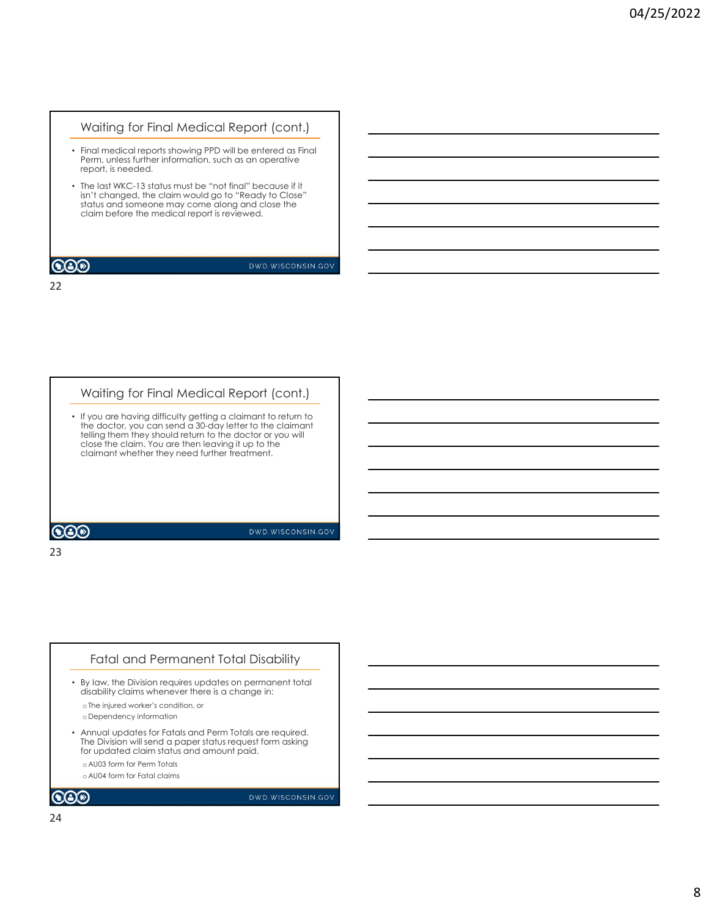## Waiting for Final Medical Report (cont.)

- Final medical reports showing PPD will be entered as Final Perm, unless further information, such as an operative report, is needed.
- The last WKC-13 status must be "not final" because if it isn't changed, the claim would go to "Ready to Close" status and someone may come along and close the claim before the medical report is reviewed.

## Waiting for Final Medical Report (cont.)

- If you are having difficulty getting a claimant to return to the doctor, you can send a 30-day letter to the claimant telling them they should return to the doctor or you will close the claim. You are then leaving it up to the claimant whether they need further treatment.

## Fatal and Permanent Total Disability

- By law, the Division requires updates on permanent total disability claims whenever there is a change in:
  - The injured worker's condition, or
  - Dependency information
- Annual updates for Fatals and Perm Totals are required. The Division will send a paper status request form asking for updated claim status and amount paid.
  - AU03 form for Perm Totals
  - AU04 form for Fatal claims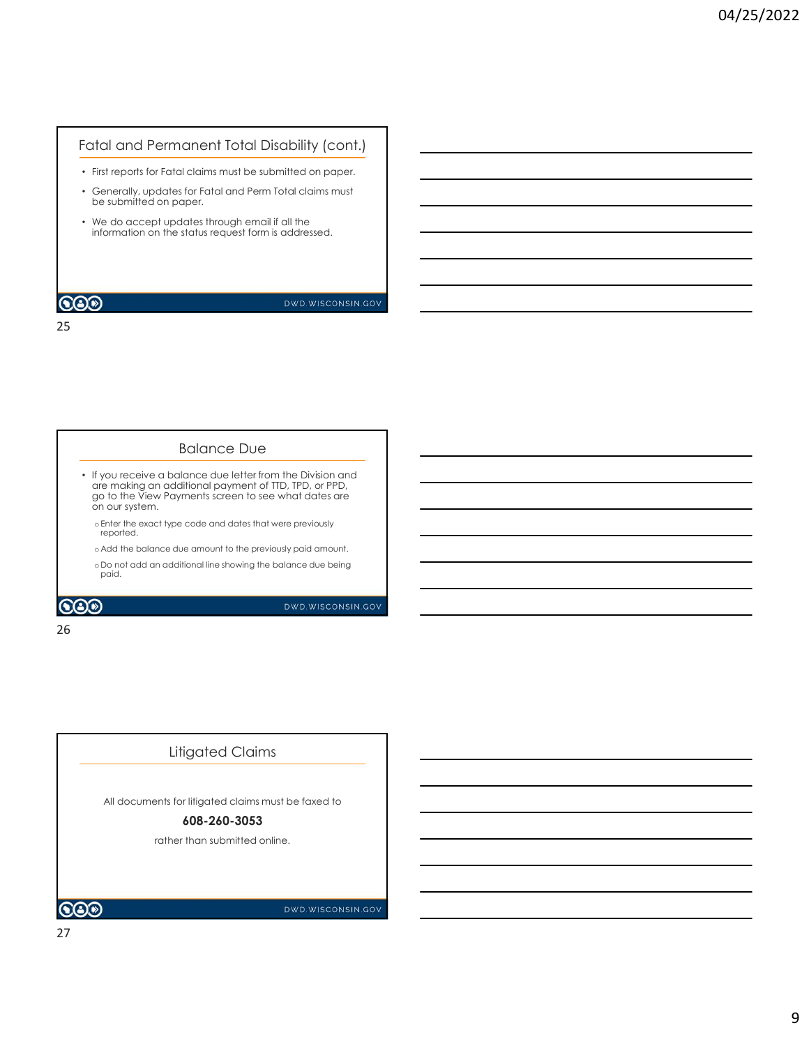## Fatal and Permanent Total Disability (cont.)

- First reports for Fatal claims must be submitted on paper.
- Generally, updates for Fatal and Perm Total claims must be submitted on paper.
- We do accept updates through email if all the information on the status request form is addressed.

DWD.WISCONSIN.GOV

25

## Balance Due

- If you receive a balance due letter from the Division and are making an additional payment of TTD, TPD, or PPD, go to the View Payments screen to see what dates are on our system.
  - Enter the exact type code and dates that were previously reported.
  - Add the balance due amount to the previously paid amount.
  - Do not add an additional line showing the balance due being paid.

DWD.WISCONSIN.GOV

26

## Litigated Claims

All documents for litigated claims must be faxed to

**608-260-3053**

rather than submitted online.

DWD.WISCONSIN.GOV

27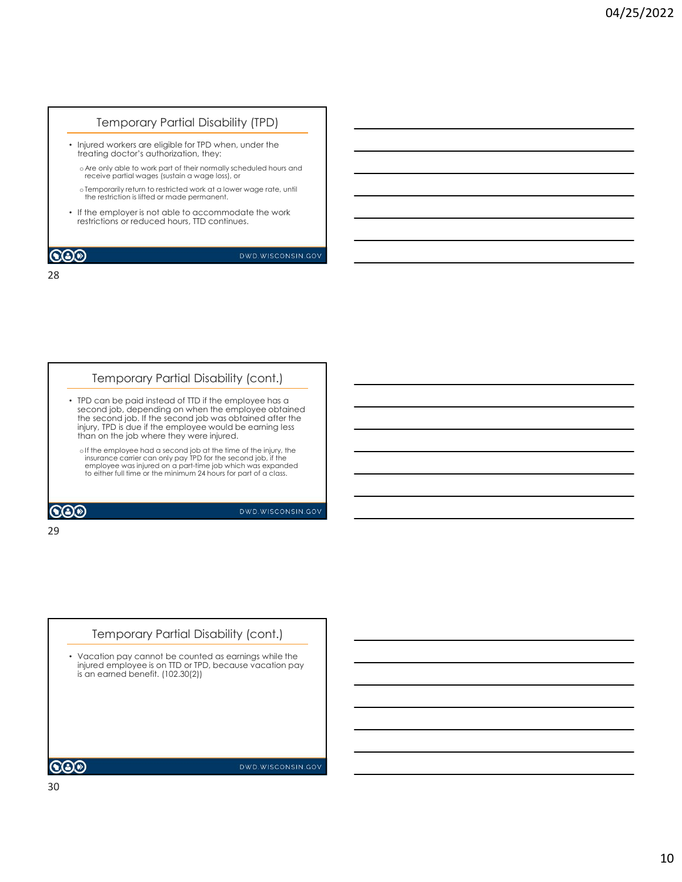## Temporary Partial Disability (TPD)

- Injured workers are eligible for TPD when, under the treating doctor's authorization, they:
  - Are only able to work part of their normally scheduled hours and receive partial wages (sustain a wage loss), or
  - Temporarily return to restricted work at a lower wage rate, until the restriction is lifted or made permanent.
- If the employer is not able to accommodate the work restrictions or reduced hours, TTD continues.

DWD.WISCONSIN.GOV

## Temporary Partial Disability (cont.)

- TPD can be paid instead of TTD if the employee has a second job, depending on when the employee obtained the second job. If the second job was obtained after the injury, TPD is due if the employee would be earning less than on the job where they were injured.
  - If the employee had a second job at the time of the injury, the insurance carrier can only pay TPD for the second job, if the employee was injured on a part-time job which was expanded to either full time or the minimum 24 hours for part of a class.

DWD.WISCONSIN.GOV

## Temporary Partial Disability (cont.)

- Vacation pay cannot be counted as earnings while the injured employee is on TTD or TPD, because vacation pay is an earned benefit. (102.30(2))

DWD.WISCONSIN.GOV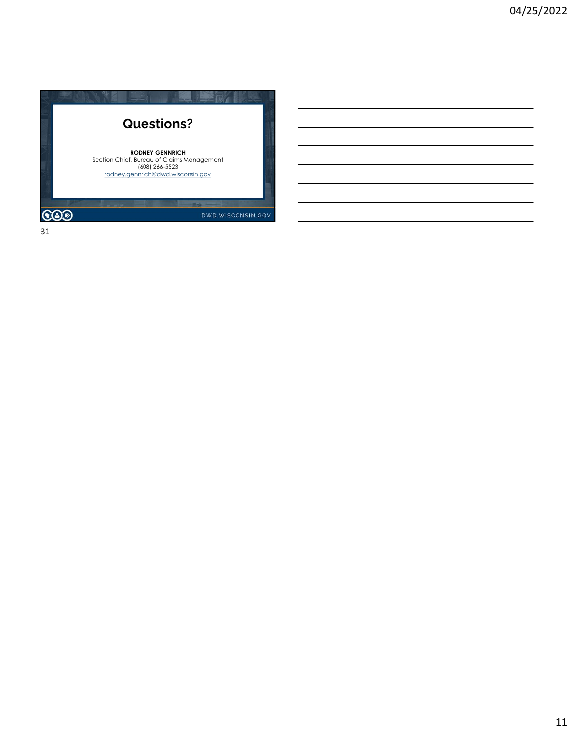# Questions?

**RODNEY GENNRICH**
Section Chief, Bureau of Claims Management
(608) 266-5523
rodney.gennrich@dwd.wisconsin.gov

DWD.WISCONSIN.GOV

31